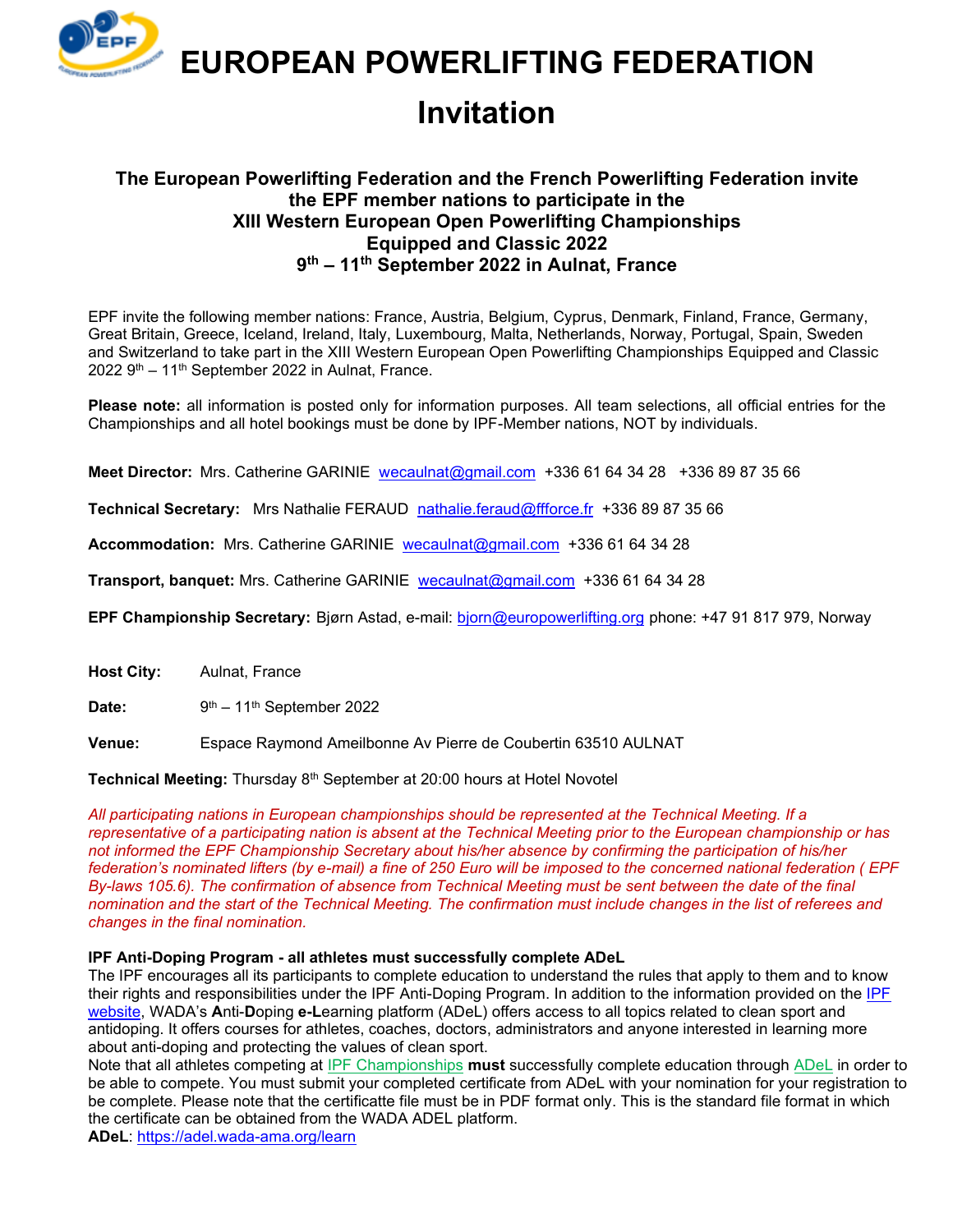# EUROPEAN POWERLIFTING FEDERATION

## Invitation

### The European Powerlifting Federation and the French Powerlifting Federation invite the EPF member nations to participate in the XIII Western European Open Powerlifting Championships Equipped and Classic 2022 9th – 11th September 2022 in Aulnat, France

EPF invite the following member nations: France, Austria, Belgium, Cyprus, Denmark, Finland, France, Germany, Great Britain, Greece, Iceland, Ireland, Italy, Luxembourg, Malta, Netherlands, Norway, Portugal, Spain, Sweden and Switzerland to take part in the XIII Western European Open Powerlifting Championships Equipped and Classic 2022 9th – 11th September 2022 in Aulnat, France.

**Please note:** all information is posted only for information purposes. All team selections, all official entries for the Championships and all hotel bookings must be done by IPF-Member nations, NOT by individuals.

**Meet Director:** Mrs. Catherine GARINIE wecaulnat@gmail.com +336 61 64 34 28 +336 89 87 35 66

**Technical Secretary:** Mrs Nathalie FERAUD nathalie.feraud@ffforce.fr +336 89 87 35 66

**Accommodation:** Mrs. Catherine GARINIE wecaulnat@gmail.com +336 61 64 34 28

**Transport, banquet:** Mrs. Catherine GARINIE wecaulnat@gmail.com +336 61 64 34 28

**EPF Championship Secretary:** Bjørn Astad, e-mail: bjorn@europowerlifting.org phone: +47 91 817 979, Norway

**Host City:** Aulnat, France

**Date:** 9th – 11th September 2022

**Venue:** Espace Raymond Ameilbonne Av Pierre de Coubertin 63510 AULNAT

**Technical Meeting:** Thursday 8th September at 20:00 hours at Hotel Novotel

*All participating nations in European championships should be represented at the Technical Meeting. If a representative of a participating nation is absent at the Technical Meeting prior to the European championship or has not informed the EPF Championship Secretary about his/her absence by confirming the participation of his/her federation's nominated lifters (by e-mail) a fine of 250 Euro will be imposed to the concerned national federation ( EPF By-laws 105.6). The confirmation of absence from Technical Meeting must be sent between the date of the final nomination and the start of the Technical Meeting. The confirmation must include changes in the list of referees and changes in the final nomination.*

**IPF Anti-Doping Program - all athletes must successfully complete ADeL**

The IPF encourages all its participants to complete education to understand the rules that apply to them and to know their rights and responsibilities under the IPF Anti-Doping Program. In addition to the information provided on the IPF website, WADA's **A**nti-**D**oping **e**-**L**earning platform (ADeL) offers access to all topics related to clean sport and antidoping. It offers courses for athletes, coaches, doctors, administrators and anyone interested in learning more about anti-doping and protecting the values of clean sport.

Note that all athletes competing at IPF Championships **must** successfully complete education through ADeL in order to be able to compete. You must submit your completed certificate from ADeL with your nomination for your registration to be complete. Please note that the certificatte file must be in PDF format only. This is the standard file format in which the certificate can be obtained from the WADA ADEL platform.

**ADeL**: https://adel.wada-ama.org/learn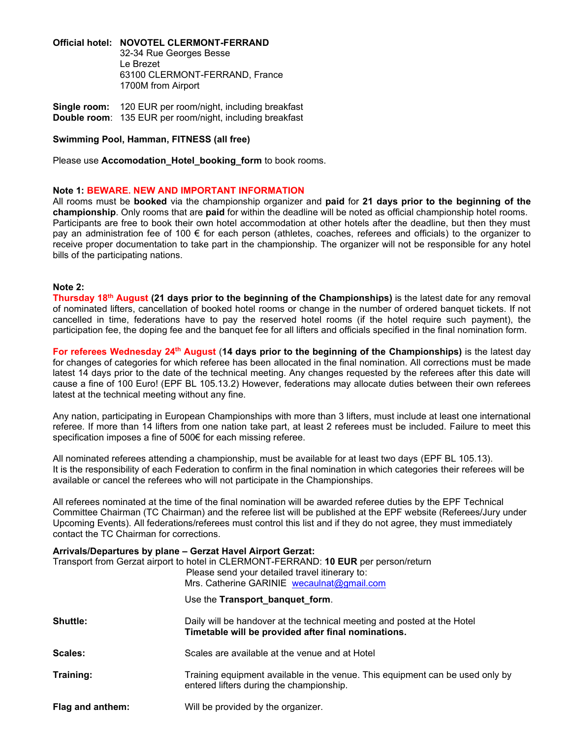**Official hotel:** **NOVOTEL CLERMONT-FERRAND**
32-34 Rue Georges Besse
Le Brezet
63100 CLERMONT-FERRAND, France
1700M from Airport

**Single room:** 120 EUR per room/night, including breakfast
**Double room**: 135 EUR per room/night, including breakfast

**Swimming Pool, Hamman, FITNESS (all free)**

Please use **Accomodation_Hotel_booking_form** to book rooms.

**Note 1: BEWARE. NEW AND IMPORTANT INFORMATION**
All rooms must be **booked** via the championship organizer and **paid** for **21 days prior to the beginning of the championship**. Only rooms that are **paid** for within the deadline will be noted as official championship hotel rooms. Participants are free to book their own hotel accommodation at other hotels after the deadline, but then they must pay an administration fee of 100 € for each person (athletes, coaches, referees and officials) to the organizer to receive proper documentation to take part in the championship. The organizer will not be responsible for any hotel bills of the participating nations.

**Note 2:**
**Thursday 18th August (21 days prior to the beginning of the Championships)** is the latest date for any removal of nominated lifters, cancellation of booked hotel rooms or change in the number of ordered banquet tickets. If not cancelled in time, federations have to pay the reserved hotel rooms (if the hotel require such payment), the participation fee, the doping fee and the banquet fee for all lifters and officials specified in the final nomination form.

**For referees Wednesday 24th August** (**14 days prior to the beginning of the Championships)** is the latest day for changes of categories for which referee has been allocated in the final nomination. All corrections must be made latest 14 days prior to the date of the technical meeting. Any changes requested by the referees after this date will cause a fine of 100 Euro! (EPF BL 105.13.2) However, federations may allocate duties between their own referees latest at the technical meeting without any fine.

Any nation, participating in European Championships with more than 3 lifters, must include at least one international referee. If more than 14 lifters from one nation take part, at least 2 referees must be included. Failure to meet this specification imposes a fine of 500€ for each missing referee.

All nominated referees attending a championship, must be available for at least two days (EPF BL 105.13).
It is the responsibility of each Federation to confirm in the final nomination in which categories their referees will be available or cancel the referees who will not participate in the Championships.

All referees nominated at the time of the final nomination will be awarded referee duties by the EPF Technical Committee Chairman (TC Chairman) and the referee list will be published at the EPF website (Referees/Jury under Upcoming Events). All federations/referees must control this list and if they do not agree, they must immediately contact the TC Chairman for corrections.

**Arrivals/Departures by plane – Gerzat Havel Airport Gerzat:**
Transport from Gerzat airport to hotel in CLERMONT-FERRAND: **10 EUR** per person/return
Please send your detailed travel itinerary to:
Mrs. Catherine GARINIE [wecaulnat@gmail.com](mailto:wecaulnat@gmail.com)

Use the **Transport_banquet_form**.

**Shuttle:** Daily will be handover at the technical meeting and posted at the Hotel
**Timetable will be provided after final nominations.**

**Scales:** Scales are available at the venue and at Hotel

**Training:** Training equipment available in the venue. This equipment can be used only by entered lifters during the championship.

**Flag and anthem:** Will be provided by the organizer.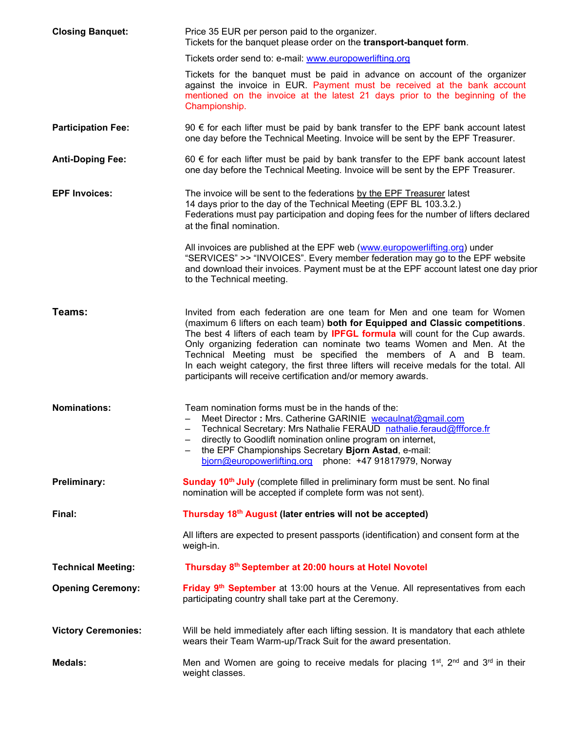**Closing Banquet:**

Price 35 EUR per person paid to the organizer.
Tickets for the banquet please order on the **transport-banquet form**.

Tickets order send to: e-mail: www.europowerlifting.org

Tickets for the banquet must be paid in advance on account of the organizer against the invoice in EUR. Payment must be received at the bank account mentioned on the invoice at the latest 21 days prior to the beginning of the Championship.

**Participation Fee:**

90 € for each lifter must be paid by bank transfer to the EPF bank account latest one day before the Technical Meeting. Invoice will be sent by the EPF Treasurer.

**Anti-Doping Fee:**

60 € for each lifter must be paid by bank transfer to the EPF bank account latest one day before the Technical Meeting. Invoice will be sent by the EPF Treasurer.

**EPF Invoices:**

The invoice will be sent to the federations by the EPF Treasurer latest 14 days prior to the day of the Technical Meeting (EPF BL 103.3.2.)
Federations must pay participation and doping fees for the number of lifters declared at the final nomination.

All invoices are published at the EPF web (www.europowerlifting.org) under "SERVICES" >> "INVOICES". Every member federation may go to the EPF website and download their invoices. Payment must be at the EPF account latest one day prior to the Technical meeting.

**Teams:**

Invited from each federation are one team for Men and one team for Women (maximum 6 lifters on each team) **both for Equipped and Classic competitions**. The best 4 lifters of each team by **IPFGL formula** will count for the Cup awards. Only organizing federation can nominate two teams Women and Men. At the Technical Meeting must be specified the members of A and B team. In each weight category, the first three lifters will receive medals for the total. All participants will receive certification and/or memory awards.

**Nominations:**

Team nomination forms must be in the hands of the:

- Meet Director **:** Mrs. Catherine GARINIE wecaulnat@gmail.com
- Technical Secretary: Mrs Nathalie FERAUD nathalie.feraud@ffforce.fr
- directly to Goodlift nomination online program on internet,
- the EPF Championships Secretary **Bjorn Astad**, e-mail: bjorn@europowerlifting.org phone: +47 91817979, Norway

**Preliminary:**

**Sunday 10th July** (complete filled in preliminary form must be sent. No final nomination will be accepted if complete form was not sent).

**Final:**

**Thursday 18th August (later entries will not be accepted)**

All lifters are expected to present passports (identification) and consent form at the weigh-in.

**Technical Meeting:**

**Thursday 8th September at 20:00 hours at Hotel Novotel**

**Opening Ceremony:**

**Friday 9th September** at 13:00 hours at the Venue. All representatives from each participating country shall take part at the Ceremony.

**Victory Ceremonies:**

Will be held immediately after each lifting session. It is mandatory that each athlete wears their Team Warm-up/Track Suit for the award presentation.

**Medals:**

Men and Women are going to receive medals for placing 1st, 2nd and 3rd in their weight classes.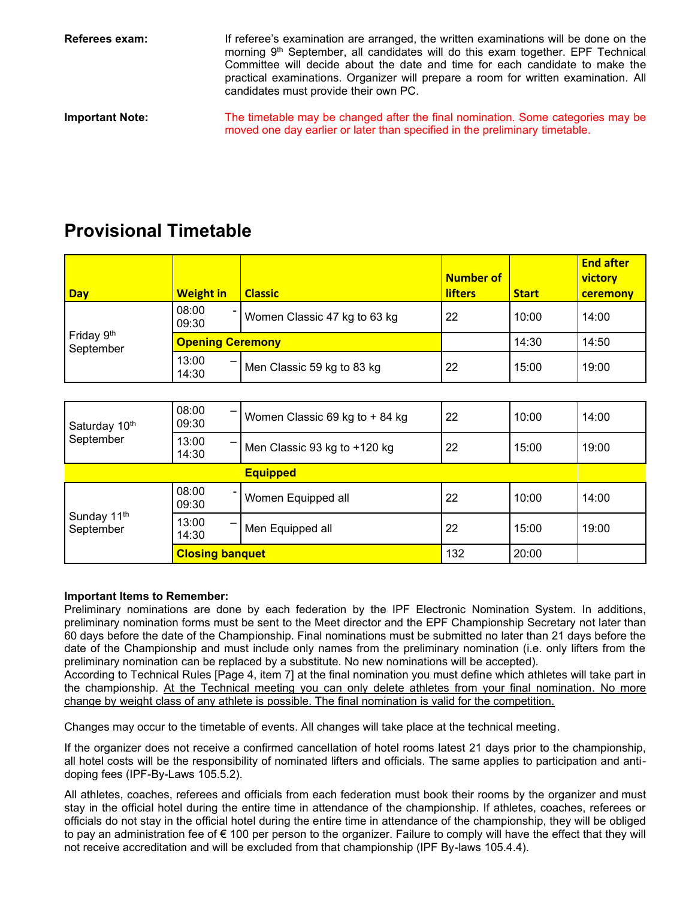**Referees exam:** If referee's examination are arranged, the written examinations will be done on the morning 9th September, all candidates will do this exam together. EPF Technical Committee will decide about the date and time for each candidate to make the practical examinations. Organizer will prepare a room for written examination. All candidates must provide their own PC.

**Important Note:** The timetable may be changed after the final nomination. Some categories may be moved one day earlier or later than specified in the preliminary timetable.

## Provisional Timetable

| Day | Weight in | Classic | Number of lifters | Start | End after victory ceremony |
|---|---|---|---|---|---|
| Friday 9th September | 08:00 - 09:30 | Women Classic 47 kg to 63 kg | 22 | 10:00 | 14:00 |
| | **Opening Ceremony** | | | 14:30 | 14:50 |
| | 13:00 – 14:30 | Men Classic 59 kg to 83 kg | 22 | 15:00 | 19:00 |
| Saturday 10th September | 08:00 – 09:30 | Women Classic 69 kg to + 84 kg | 22 | 10:00 | 14:00 |
| | 13:00 – 14:30 | Men Classic 93 kg to +120 kg | 22 | 15:00 | 19:00 |
| | | **Equipped** | | | |
| Sunday 11th September | 08:00 - 09:30 | Women Equipped all | 22 | 10:00 | 14:00 |
| | 13:00 – 14:30 | Men Equipped all | 22 | 15:00 | 19:00 |
| | **Closing banquet** | | 132 | 20:00 | |

**Important Items to Remember:**
Preliminary nominations are done by each federation by the IPF Electronic Nomination System. In additions, preliminary nomination forms must be sent to the Meet director and the EPF Championship Secretary not later than 60 days before the date of the Championship. Final nominations must be submitted no later than 21 days before the date of the Championship and must include only names from the preliminary nomination (i.e. only lifters from the preliminary nomination can be replaced by a substitute. No new nominations will be accepted).
According to Technical Rules [Page 4, item 7] at the final nomination you must define which athletes will take part in the championship. <u>At the Technical meeting you can only delete athletes from your final nomination. No more change by weight class of any athlete is possible. The final nomination is valid for the competition.</u>

Changes may occur to the timetable of events. All changes will take place at the technical meeting.

If the organizer does not receive a confirmed cancellation of hotel rooms latest 21 days prior to the championship, all hotel costs will be the responsibility of nominated lifters and officials. The same applies to participation and anti-doping fees (IPF-By-Laws 105.5.2).

All athletes, coaches, referees and officials from each federation must book their rooms by the organizer and must stay in the official hotel during the entire time in attendance of the championship. If athletes, coaches, referees or officials do not stay in the official hotel during the entire time in attendance of the championship, they will be obliged to pay an administration fee of € 100 per person to the organizer. Failure to comply will have the effect that they will not receive accreditation and will be excluded from that championship (IPF By-laws 105.4.4).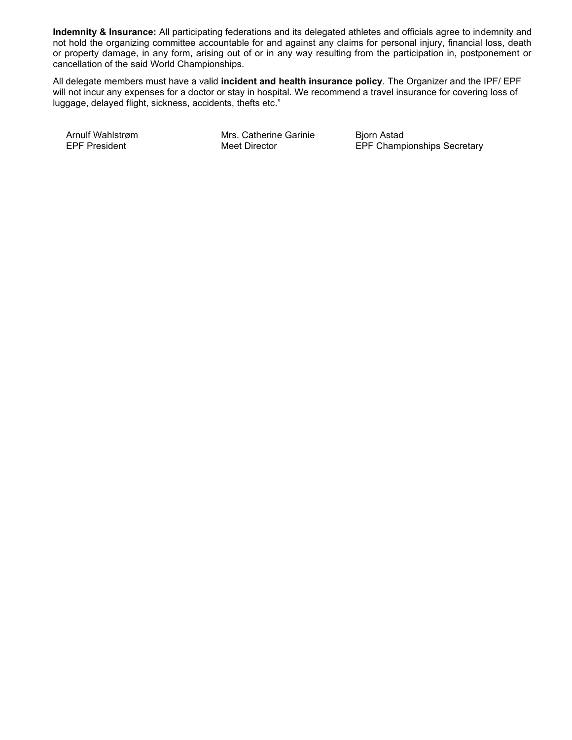**Indemnity & Insurance:** All participating federations and its delegated athletes and officials agree to indemnity and not hold the organizing committee accountable for and against any claims for personal injury, financial loss, death or property damage, in any form, arising out of or in any way resulting from the participation in, postponement or cancellation of the said World Championships.

All delegate members must have a valid **incident and health insurance policy**. The Organizer and the IPF/ EPF will not incur any expenses for a doctor or stay in hospital. We recommend a travel insurance for covering loss of luggage, delayed flight, sickness, accidents, thefts etc."

| | | |
|---|---|---|
| Arnulf Wahlstrøm | Mrs. Catherine Garinie | Bjorn Astad |
| EPF President | Meet Director | EPF Championships Secretary |